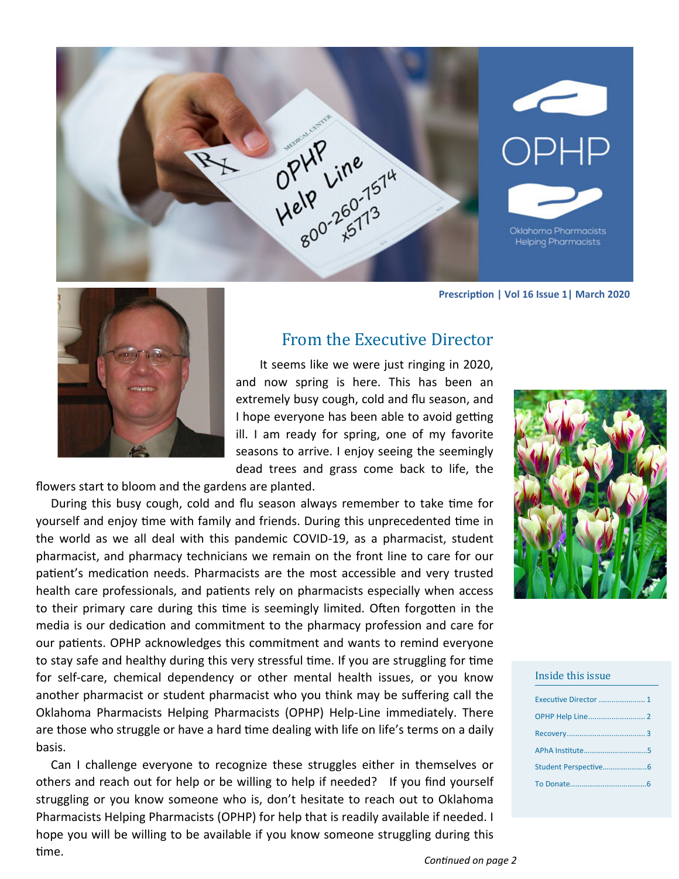OPHP Help Line 800-260-7574 x5773

OPHP

Oklahoma Pharmacists Helping Pharmacists

**Prescription | Vol 16 Issue 1| March 2020**

## From the Executive Director

It seems like we were just ringing in 2020, and now spring is here. This has been an extremely busy cough, cold and flu season, and I hope everyone has been able to avoid getting ill. I am ready for spring, one of my favorite seasons to arrive. I enjoy seeing the seemingly dead trees and grass come back to life, the flowers start to bloom and the gardens are planted.

During this busy cough, cold and flu season always remember to take time for yourself and enjoy time with family and friends. During this unprecedented time in the world as we all deal with this pandemic COVID-19, as a pharmacist, student pharmacist, and pharmacy technicians we remain on the front line to care for our patient's medication needs. Pharmacists are the most accessible and very trusted health care professionals, and patients rely on pharmacists especially when access to their primary care during this time is seemingly limited. Often forgotten in the media is our dedication and commitment to the pharmacy profession and care for our patients. OPHP acknowledges this commitment and wants to remind everyone to stay safe and healthy during this very stressful time. If you are struggling for time for self-care, chemical dependency or other mental health issues, or you know another pharmacist or student pharmacist who you think may be suffering call the Oklahoma Pharmacists Helping Pharmacists (OPHP) Help-Line immediately. There are those who struggle or have a hard time dealing with life on life's terms on a daily basis.

Can I challenge everyone to recognize these struggles either in themselves or others and reach out for help or be willing to help if needed? If you find yourself struggling or you know someone who is, don't hesitate to reach out to Oklahoma Pharmacists Helping Pharmacists (OPHP) for help that is readily available if needed. I hope you will be willing to be available if you know someone struggling during this time.

*Continued on page 2*

### Inside this issue

- Executive Director ...................... 1
- OPHP Help Line........................... 2
- Recovery..................................... 3
- APhA Institute.................................5
- Student Perspective......................6
- To Donate.......................................6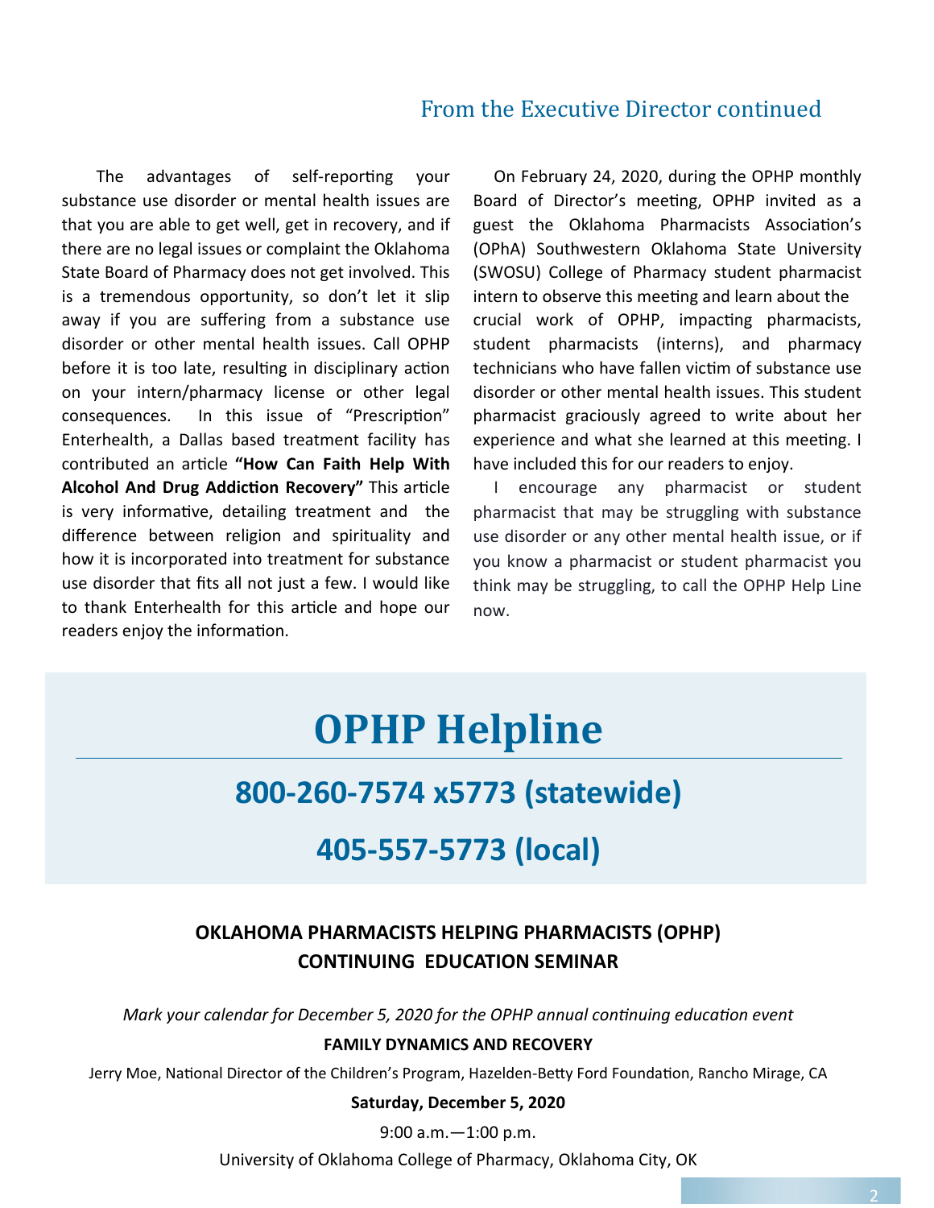## From the Executive Director continued

The advantages of self-reporting your substance use disorder or mental health issues are that you are able to get well, get in recovery, and if there are no legal issues or complaint the Oklahoma State Board of Pharmacy does not get involved. This is a tremendous opportunity, so don't let it slip away if you are suffering from a substance use disorder or other mental health issues. Call OPHP before it is too late, resulting in disciplinary action on your intern/pharmacy license or other legal consequences. In this issue of "Prescription" Enterhealth, a Dallas based treatment facility has contributed an article **"How Can Faith Help With Alcohol And Drug Addiction Recovery"** This article is very informative, detailing treatment and the difference between religion and spirituality and how it is incorporated into treatment for substance use disorder that fits all not just a few. I would like to thank Enterhealth for this article and hope our readers enjoy the information.

On February 24, 2020, during the OPHP monthly Board of Director's meeting, OPHP invited as a guest the Oklahoma Pharmacists Association's (OPhA) Southwestern Oklahoma State University (SWOSU) College of Pharmacy student pharmacist intern to observe this meeting and learn about the crucial work of OPHP, impacting pharmacists, student pharmacists (interns), and pharmacy technicians who have fallen victim of substance use disorder or other mental health issues. This student pharmacist graciously agreed to write about her experience and what she learned at this meeting. I have included this for our readers to enjoy.

I encourage any pharmacist or student pharmacist that may be struggling with substance use disorder or any other mental health issue, or if you know a pharmacist or student pharmacist you think may be struggling, to call the OPHP Help Line now.

# OPHP Helpline

## 800-260-7574 x5773 (statewide)

## 405-557-5773 (local)

**OKLAHOMA PHARMACISTS HELPING PHARMACISTS (OPHP) CONTINUING EDUCATION SEMINAR**

*Mark your calendar for December 5, 2020 for the OPHP annual continuing education event*

**FAMILY DYNAMICS AND RECOVERY**

Jerry Moe, National Director of the Children's Program, Hazelden-Betty Ford Foundation, Rancho Mirage, CA

**Saturday, December 5, 2020**

9:00 a.m.—1:00 p.m.

University of Oklahoma College of Pharmacy, Oklahoma City, OK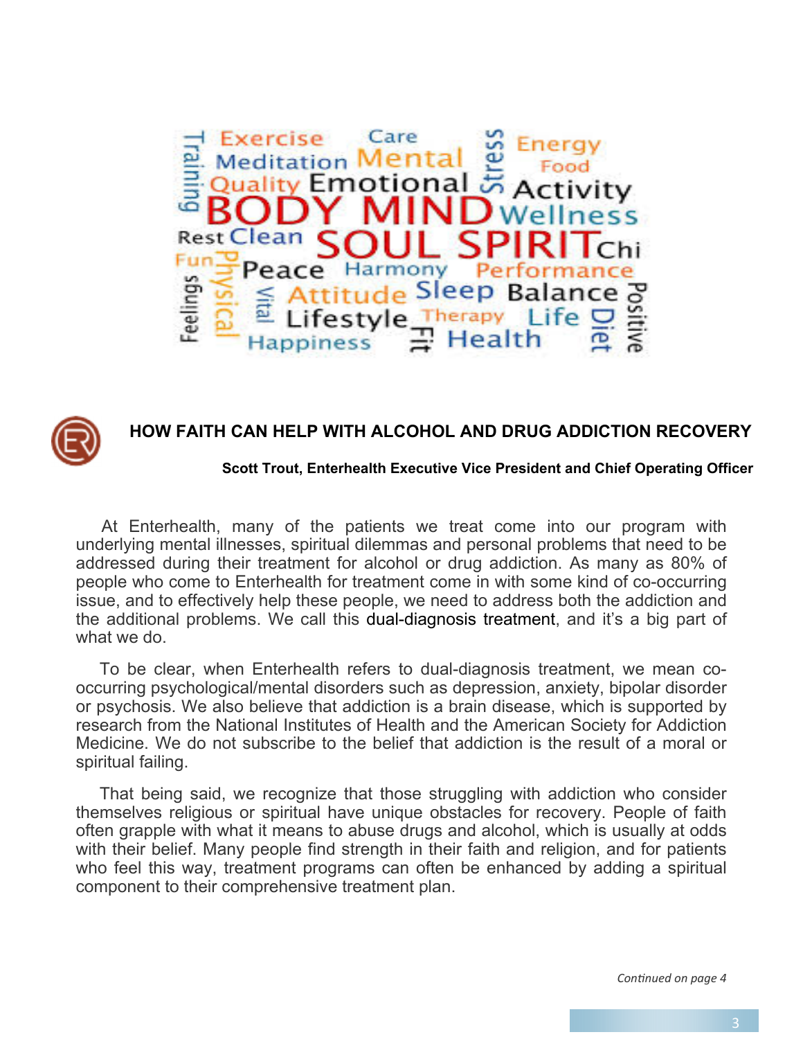## HOW FAITH CAN HELP WITH ALCOHOL AND DRUG ADDICTION RECOVERY

**Scott Trout, Enterhealth Executive Vice President and Chief Operating Officer**

At Enterhealth, many of the patients we treat come into our program with underlying mental illnesses, spiritual dilemmas and personal problems that need to be addressed during their treatment for alcohol or drug addiction. As many as 80% of people who come to Enterhealth for treatment come in with some kind of co-occurring issue, and to effectively help these people, we need to address both the addiction and the additional problems. We call this dual-diagnosis treatment, and it's a big part of what we do.

To be clear, when Enterhealth refers to dual-diagnosis treatment, we mean co-occurring psychological/mental disorders such as depression, anxiety, bipolar disorder or psychosis. We also believe that addiction is a brain disease, which is supported by research from the National Institutes of Health and the American Society for Addiction Medicine. We do not subscribe to the belief that addiction is the result of a moral or spiritual failing.

That being said, we recognize that those struggling with addiction who consider themselves religious or spiritual have unique obstacles for recovery. People of faith often grapple with what it means to abuse drugs and alcohol, which is usually at odds with their belief. Many people find strength in their faith and religion, and for patients who feel this way, treatment programs can often be enhanced by adding a spiritual component to their comprehensive treatment plan.

*Continued on page 4*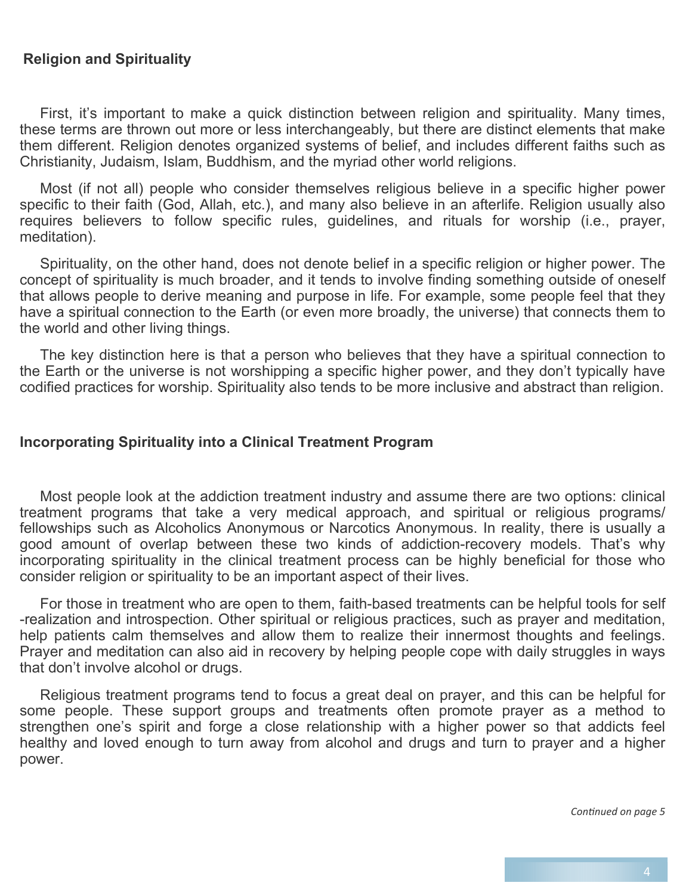## Religion and Spirituality

First, it's important to make a quick distinction between religion and spirituality. Many times, these terms are thrown out more or less interchangeably, but there are distinct elements that make them different. Religion denotes organized systems of belief, and includes different faiths such as Christianity, Judaism, Islam, Buddhism, and the myriad other world religions.

Most (if not all) people who consider themselves religious believe in a specific higher power specific to their faith (God, Allah, etc.), and many also believe in an afterlife. Religion usually also requires believers to follow specific rules, guidelines, and rituals for worship (i.e., prayer, meditation).

Spirituality, on the other hand, does not denote belief in a specific religion or higher power. The concept of spirituality is much broader, and it tends to involve finding something outside of oneself that allows people to derive meaning and purpose in life. For example, some people feel that they have a spiritual connection to the Earth (or even more broadly, the universe) that connects them to the world and other living things.

The key distinction here is that a person who believes that they have a spiritual connection to the Earth or the universe is not worshipping a specific higher power, and they don't typically have codified practices for worship. Spirituality also tends to be more inclusive and abstract than religion.

## Incorporating Spirituality into a Clinical Treatment Program

Most people look at the addiction treatment industry and assume there are two options: clinical treatment programs that take a very medical approach, and spiritual or religious programs/ fellowships such as Alcoholics Anonymous or Narcotics Anonymous. In reality, there is usually a good amount of overlap between these two kinds of addiction-recovery models. That's why incorporating spirituality in the clinical treatment process can be highly beneficial for those who consider religion or spirituality to be an important aspect of their lives.

For those in treatment who are open to them, faith-based treatments can be helpful tools for self-realization and introspection. Other spiritual or religious practices, such as prayer and meditation, help patients calm themselves and allow them to realize their innermost thoughts and feelings. Prayer and meditation can also aid in recovery by helping people cope with daily struggles in ways that don't involve alcohol or drugs.

Religious treatment programs tend to focus a great deal on prayer, and this can be helpful for some people. These support groups and treatments often promote prayer as a method to strengthen one's spirit and forge a close relationship with a higher power so that addicts feel healthy and loved enough to turn away from alcohol and drugs and turn to prayer and a higher power.

*Continued on page 5*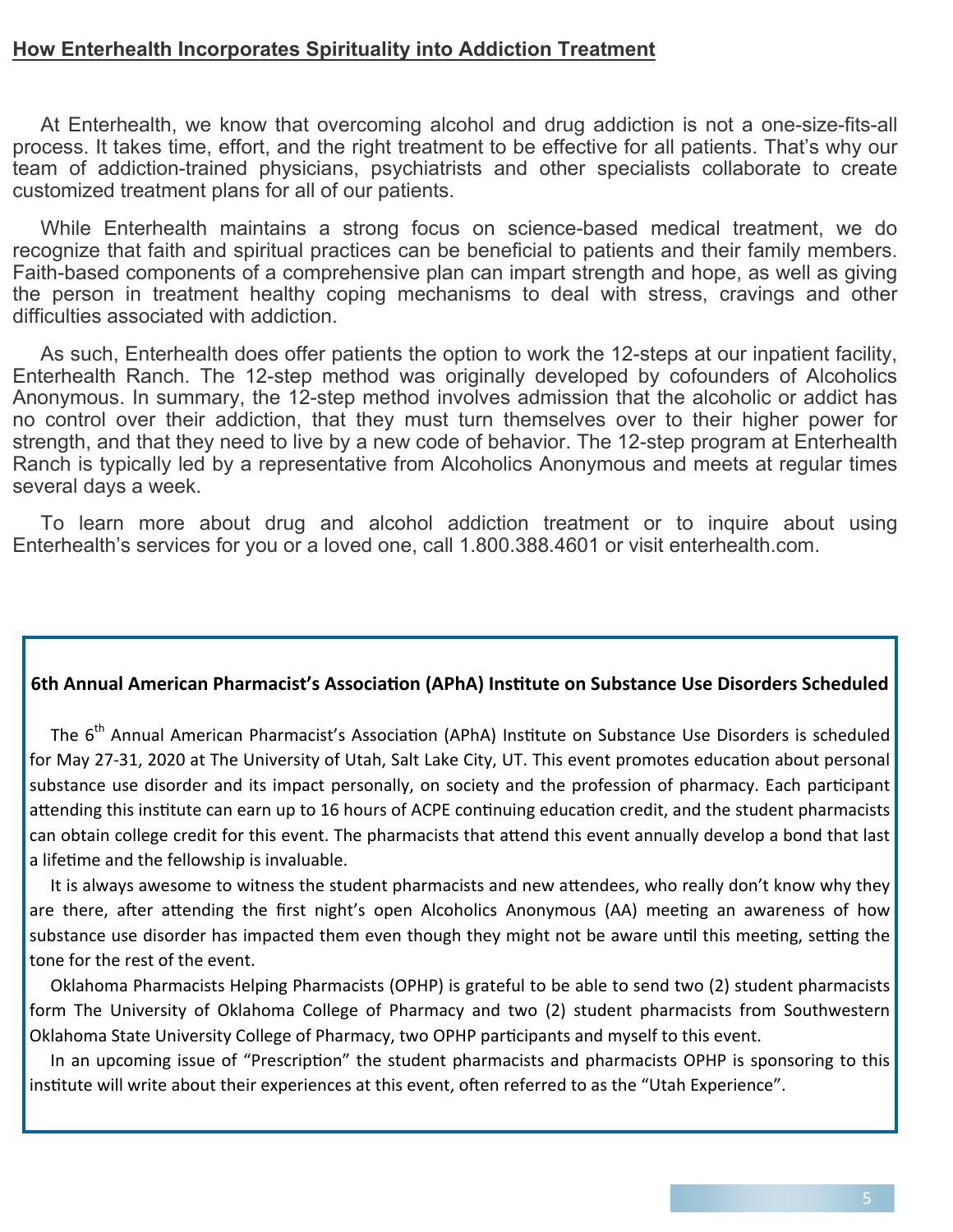## How Enterhealth Incorporates Spirituality into Addiction Treatment

At Enterhealth, we know that overcoming alcohol and drug addiction is not a one-size-fits-all process. It takes time, effort, and the right treatment to be effective for all patients. That's why our team of addiction-trained physicians, psychiatrists and other specialists collaborate to create customized treatment plans for all of our patients.

While Enterhealth maintains a strong focus on science-based medical treatment, we do recognize that faith and spiritual practices can be beneficial to patients and their family members. Faith-based components of a comprehensive plan can impart strength and hope, as well as giving the person in treatment healthy coping mechanisms to deal with stress, cravings and other difficulties associated with addiction.

As such, Enterhealth does offer patients the option to work the 12-steps at our inpatient facility, Enterhealth Ranch. The 12-step method was originally developed by cofounders of Alcoholics Anonymous. In summary, the 12-step method involves admission that the alcoholic or addict has no control over their addiction, that they must turn themselves over to their higher power for strength, and that they need to live by a new code of behavior. The 12-step program at Enterhealth Ranch is typically led by a representative from Alcoholics Anonymous and meets at regular times several days a week.

To learn more about drug and alcohol addiction treatment or to inquire about using Enterhealth's services for you or a loved one, call 1.800.388.4601 or visit enterhealth.com.

### 6th Annual American Pharmacist's Association (APhA) Institute on Substance Use Disorders Scheduled

The 6th Annual American Pharmacist's Association (APhA) Institute on Substance Use Disorders is scheduled for May 27-31, 2020 at The University of Utah, Salt Lake City, UT. This event promotes education about personal substance use disorder and its impact personally, on society and the profession of pharmacy. Each participant attending this institute can earn up to 16 hours of ACPE continuing education credit, and the student pharmacists can obtain college credit for this event. The pharmacists that attend this event annually develop a bond that last a lifetime and the fellowship is invaluable.

It is always awesome to witness the student pharmacists and new attendees, who really don't know why they are there, after attending the first night's open Alcoholics Anonymous (AA) meeting an awareness of how substance use disorder has impacted them even though they might not be aware until this meeting, setting the tone for the rest of the event.

Oklahoma Pharmacists Helping Pharmacists (OPHP) is grateful to be able to send two (2) student pharmacists form The University of Oklahoma College of Pharmacy and two (2) student pharmacists from Southwestern Oklahoma State University College of Pharmacy, two OPHP participants and myself to this event.

In an upcoming issue of "Prescription" the student pharmacists and pharmacists OPHP is sponsoring to this institute will write about their experiences at this event, often referred to as the "Utah Experience".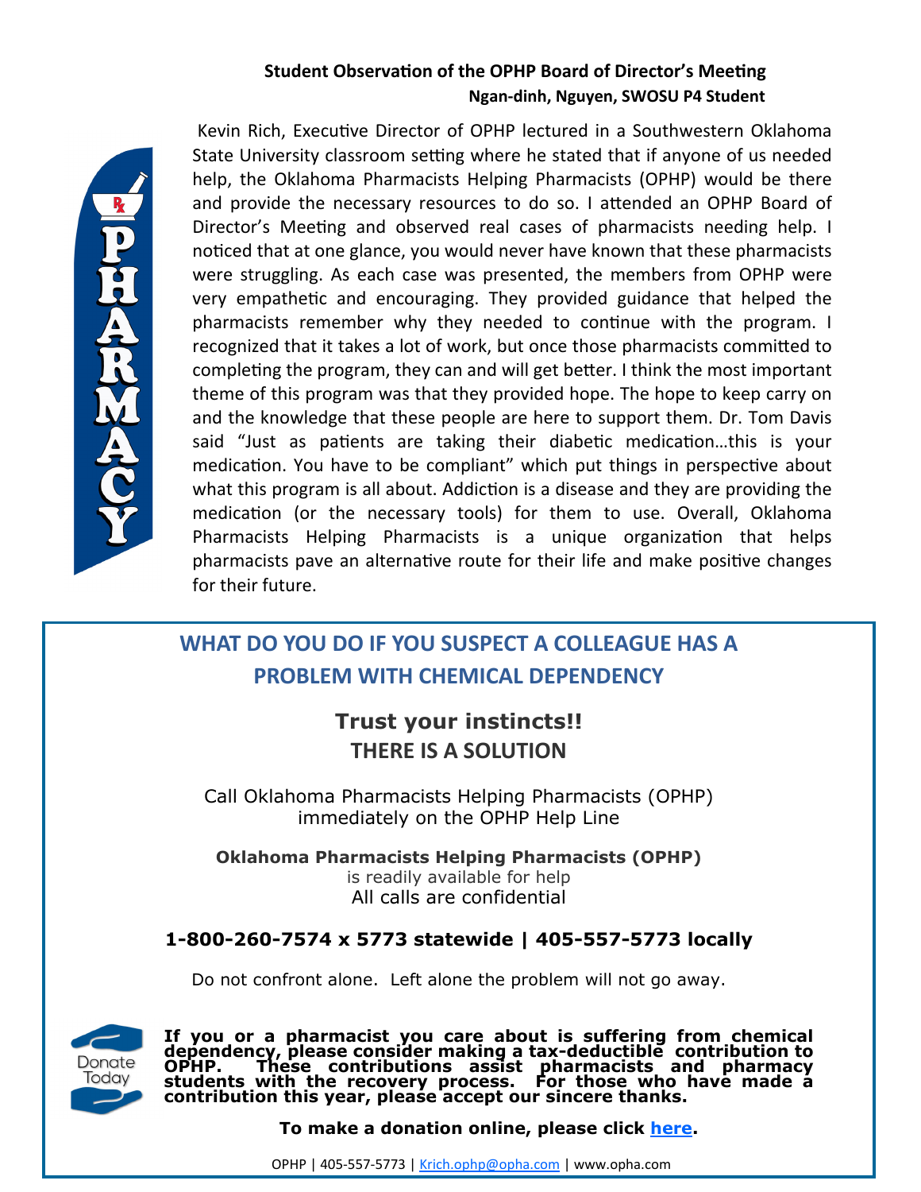## Student Observation of the OPHP Board of Director's Meeting

**Ngan-dinh, Nguyen, SWOSU P4 Student**

Kevin Rich, Executive Director of OPHP lectured in a Southwestern Oklahoma State University classroom setting where he stated that if anyone of us needed help, the Oklahoma Pharmacists Helping Pharmacists (OPHP) would be there and provide the necessary resources to do so. I attended an OPHP Board of Director's Meeting and observed real cases of pharmacists needing help. I noticed that at one glance, you would never have known that these pharmacists were struggling. As each case was presented, the members from OPHP were very empathetic and encouraging. They provided guidance that helped the pharmacists remember why they needed to continue with the program. I recognized that it takes a lot of work, but once those pharmacists committed to completing the program, they can and will get better. I think the most important theme of this program was that they provided hope. The hope to keep carry on and the knowledge that these people are here to support them. Dr. Tom Davis said "Just as patients are taking their diabetic medication…this is your medication. You have to be compliant" which put things in perspective about what this program is all about. Addiction is a disease and they are providing the medication (or the necessary tools) for them to use. Overall, Oklahoma Pharmacists Helping Pharmacists is a unique organization that helps pharmacists pave an alternative route for their life and make positive changes for their future.

## WHAT DO YOU DO IF YOU SUSPECT A COLLEAGUE HAS A PROBLEM WITH CHEMICAL DEPENDENCY

**Trust your instincts!!**

**THERE IS A SOLUTION**

Call Oklahoma Pharmacists Helping Pharmacists (OPHP) immediately on the OPHP Help Line

**Oklahoma Pharmacists Helping Pharmacists (OPHP)**
is readily available for help
All calls are confidential

**1-800-260-7574 x 5773 statewide | 405-557-5773 locally**

Do not confront alone. Left alone the problem will not go away.

Donate Today

**If you or a pharmacist you care about is suffering from chemical dependency, please consider making a tax-deductible contribution to OPHP. These contributions assist pharmacists and pharmacy students with the recovery process. For those who have made a contribution this year, please accept our sincere thanks.**

**To make a donation online, please click here.**

OPHP | 405-557-5773 | Krich.ophp@opha.com | www.opha.com